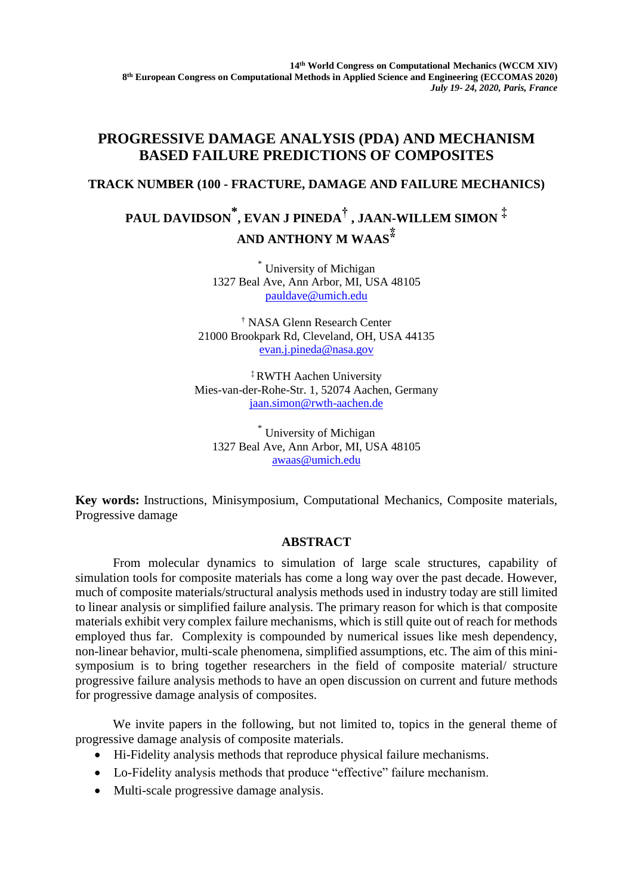**14th World Congress on Computational Mechanics (WCCM XIV)**
**8th European Congress on Computational Methods in Applied Science and Engineering (ECCOMAS 2020)**
***July 19- 24, 2020, Paris, France***

# PROGRESSIVE DAMAGE ANALYSIS (PDA) AND MECHANISM BASED FAILURE PREDICTIONS OF COMPOSITES

## TRACK NUMBER (100 - FRACTURE, DAMAGE AND FAILURE MECHANICS)

**PAUL DAVIDSON[*], EVAN J PINEDA[†], JAAN-WILLEM SIMON [‡] AND ANTHONY M WAAS[*]**

[*] University of Michigan
1327 Beal Ave, Ann Arbor, MI, USA 48105
pauldave@umich.edu

[†] NASA Glenn Research Center
21000 Brookpark Rd, Cleveland, OH, USA 44135
evan.j.pineda@nasa.gov

[‡] RWTH Aachen University
Mies-van-der-Rohe-Str. 1, 52074 Aachen, Germany
jaan.simon@rwth-aachen.de

[*] University of Michigan
1327 Beal Ave, Ann Arbor, MI, USA 48105
awaas@umich.edu

**Key words:** Instructions, Minisymposium, Computational Mechanics, Composite materials, Progressive damage

## ABSTRACT

From molecular dynamics to simulation of large scale structures, capability of simulation tools for composite materials has come a long way over the past decade. However, much of composite materials/structural analysis methods used in industry today are still limited to linear analysis or simplified failure analysis. The primary reason for which is that composite materials exhibit very complex failure mechanisms, which is still quite out of reach for methods employed thus far. Complexity is compounded by numerical issues like mesh dependency, non-linear behavior, multi-scale phenomena, simplified assumptions, etc. The aim of this mini-symposium is to bring together researchers in the field of composite material/ structure progressive failure analysis methods to have an open discussion on current and future methods for progressive damage analysis of composites.

We invite papers in the following, but not limited to, topics in the general theme of progressive damage analysis of composite materials.

- Hi-Fidelity analysis methods that reproduce physical failure mechanisms.
- Lo-Fidelity analysis methods that produce "effective" failure mechanism.
- Multi-scale progressive damage analysis.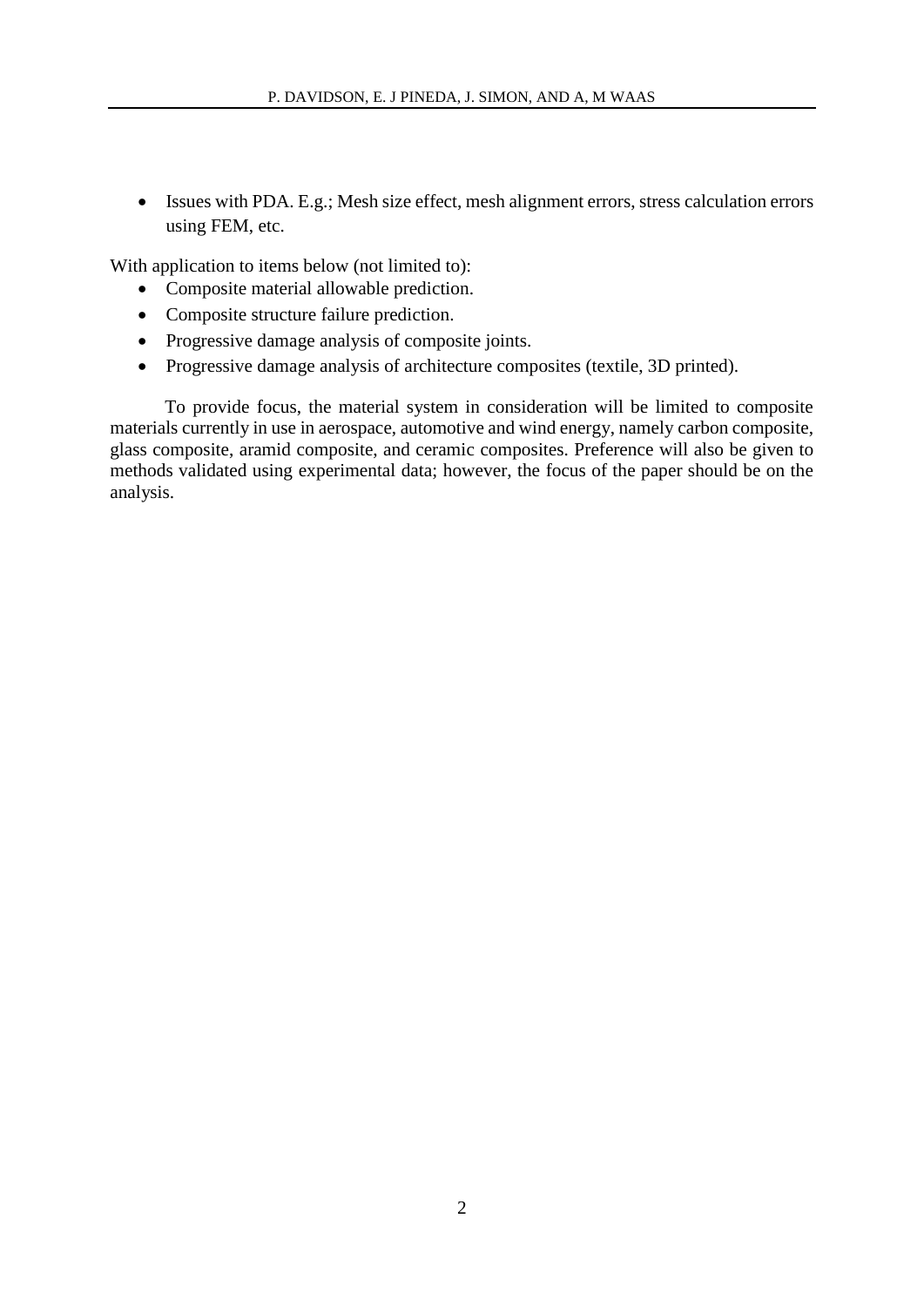- Issues with PDA. E.g.; Mesh size effect, mesh alignment errors, stress calculation errors using FEM, etc.

With application to items below (not limited to):

- Composite material allowable prediction.
- Composite structure failure prediction.
- Progressive damage analysis of composite joints.
- Progressive damage analysis of architecture composites (textile, 3D printed).

To provide focus, the material system in consideration will be limited to composite materials currently in use in aerospace, automotive and wind energy, namely carbon composite, glass composite, aramid composite, and ceramic composites. Preference will also be given to methods validated using experimental data; however, the focus of the paper should be on the analysis.